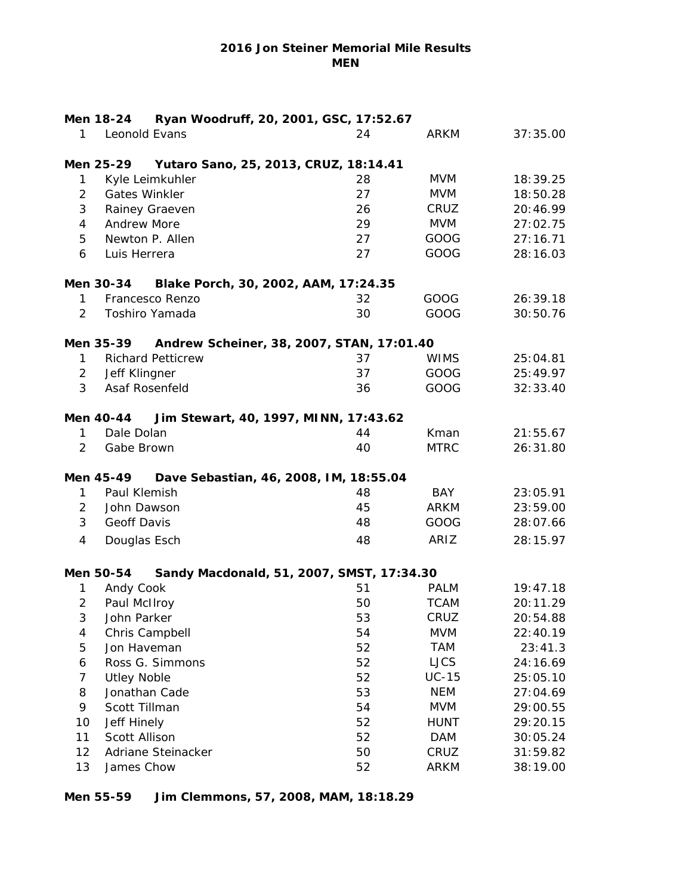# 2016 Jon Steiner Memorial Mile Results
## MEN

**Men 18-24 Ryan Woodruff, 20, 2001, GSC, 17:52.67**

| | | | | |
|---|---|---|---|---|
| 1 | Leonold Evans | 24 | ARKM | 37:35.00 |

**Men 25-29 Yutaro Sano, 25, 2013, CRUZ, 18:14.41**

| | | | | |
|---|---|---|---|---|
| 1 | Kyle Leimkuhler | 28 | MVM | 18:39.25 |
| 2 | Gates Winkler | 27 | MVM | 18:50.28 |
| 3 | Rainey Graeven | 26 | CRUZ | 20:46.99 |
| 4 | Andrew More | 29 | MVM | 27:02.75 |
| 5 | Newton P. Allen | 27 | GOOG | 27:16.71 |
| 6 | Luis Herrera | 27 | GOOG | 28:16.03 |

**Men 30-34 Blake Porch, 30, 2002, AAM, 17:24.35**

| | | | | |
|---|---|---|---|---|
| 1 | Francesco Renzo | 32 | GOOG | 26:39.18 |
| 2 | Toshiro Yamada | 30 | GOOG | 30:50.76 |

**Men 35-39 Andrew Scheiner, 38, 2007, STAN, 17:01.40**

| | | | | |
|---|---|---|---|---|
| 1 | Richard Petticrew | 37 | WIMS | 25:04.81 |
| 2 | Jeff Klingner | 37 | GOOG | 25:49.97 |
| 3 | Asaf Rosenfeld | 36 | GOOG | 32:33.40 |

**Men 40-44 Jim Stewart, 40, 1997, MINN, 17:43.62**

| | | | | |
|---|---|---|---|---|
| 1 | Dale Dolan | 44 | Kman | 21:55.67 |
| 2 | Gabe Brown | 40 | MTRC | 26:31.80 |

**Men 45-49 Dave Sebastian, 46, 2008, IM, 18:55.04**

| | | | | |
|---|---|---|---|---|
| 1 | Paul Klemish | 48 | BAY | 23:05.91 |
| 2 | John Dawson | 45 | ARKM | 23:59.00 |
| 3 | Geoff Davis | 48 | GOOG | 28:07.66 |
| 4 | Douglas Esch | 48 | ARIZ | 28:15.97 |

**Men 50-54 Sandy Macdonald, 51, 2007, SMST, 17:34.30**

| | | | | |
|---|---|---|---|---|
| 1 | Andy Cook | 51 | PALM | 19:47.18 |
| 2 | Paul McIlroy | 50 | TCAM | 20:11.29 |
| 3 | John Parker | 53 | CRUZ | 20:54.88 |
| 4 | Chris Campbell | 54 | MVM | 22:40.19 |
| 5 | Jon Haveman | 52 | TAM | 23:41.3 |
| 6 | Ross G. Simmons | 52 | LJCS | 24:16.69 |
| 7 | Utley Noble | 52 | UC-15 | 25:05.10 |
| 8 | Jonathan Cade | 53 | NEM | 27:04.69 |
| 9 | Scott Tillman | 54 | MVM | 29:00.55 |
| 10 | Jeff Hinely | 52 | HUNT | 29:20.15 |
| 11 | Scott Allison | 52 | DAM | 30:05.24 |
| 12 | Adriane Steinacker | 50 | CRUZ | 31:59.82 |
| 13 | James Chow | 52 | ARKM | 38:19.00 |

**Men 55-59 Jim Clemmons, 57, 2008, MAM, 18:18.29**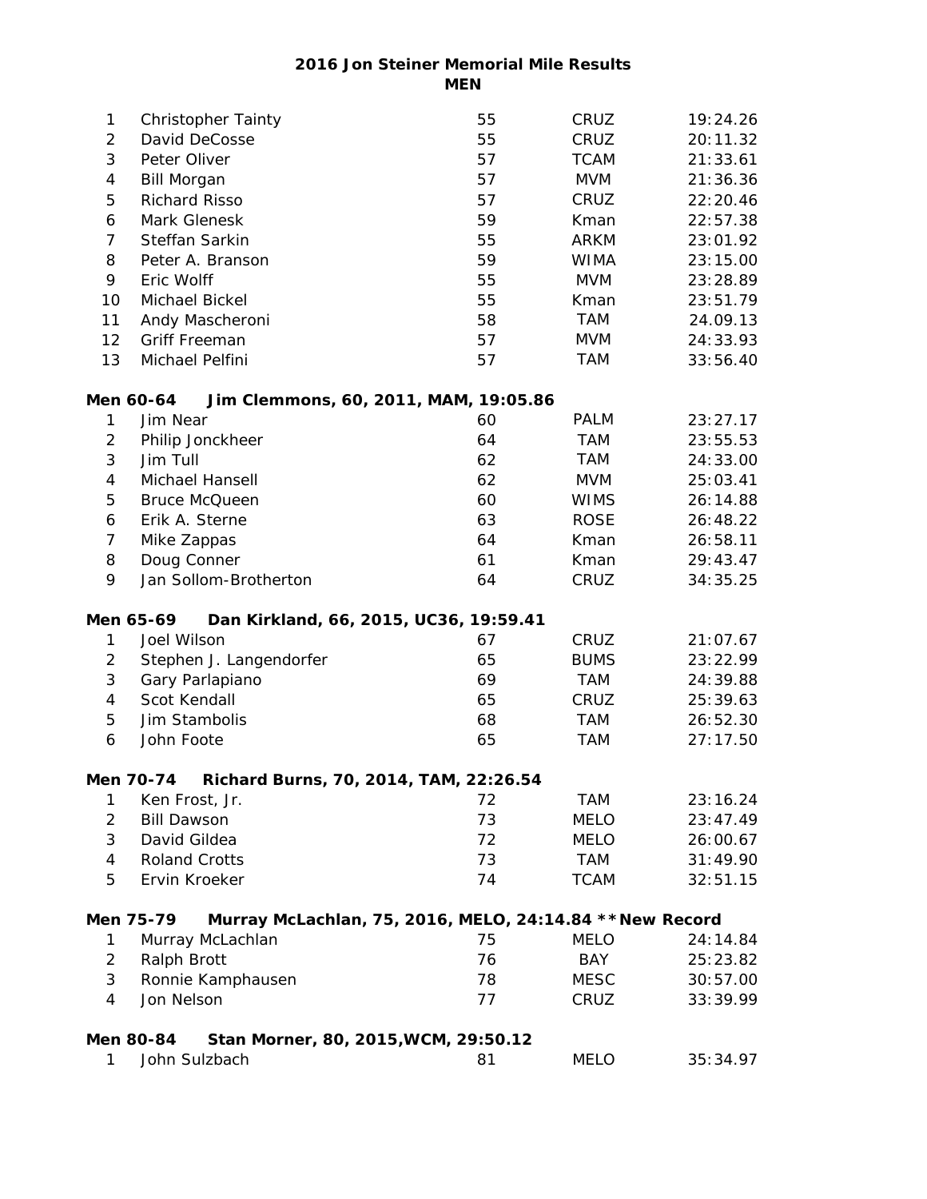## 2016 Jon Steiner Memorial Mile Results
### MEN

| | | | | |
|---|---|---|---|---|
| 1 | Christopher Tainty | 55 | CRUZ | 19:24.26 |
| 2 | David DeCosse | 55 | CRUZ | 20:11.32 |
| 3 | Peter Oliver | 57 | TCAM | 21:33.61 |
| 4 | Bill Morgan | 57 | MVM | 21:36.36 |
| 5 | Richard Risso | 57 | CRUZ | 22:20.46 |
| 6 | Mark Glenesk | 59 | Kman | 22:57.38 |
| 7 | Steffan Sarkin | 55 | ARKM | 23:01.92 |
| 8 | Peter A. Branson | 59 | WIMA | 23:15.00 |
| 9 | Eric Wolff | 55 | MVM | 23:28.89 |
| 10 | Michael Bickel | 55 | Kman | 23:51.79 |
| 11 | Andy Mascheroni | 58 | TAM | 24.09.13 |
| 12 | Griff Freeman | 57 | MVM | 24:33.93 |
| 13 | Michael Pelfini | 57 | TAM | 33:56.40 |

**Men 60-64 Jim Clemmons, 60, 2011, MAM, 19:05.86**

| | | | | |
|---|---|---|---|---|
| 1 | Jim Near | 60 | PALM | 23:27.17 |
| 2 | Philip Jonckheer | 64 | TAM | 23:55.53 |
| 3 | Jim Tull | 62 | TAM | 24:33.00 |
| 4 | Michael Hansell | 62 | MVM | 25:03.41 |
| 5 | Bruce McQueen | 60 | WIMS | 26:14.88 |
| 6 | Erik A. Sterne | 63 | ROSE | 26:48.22 |
| 7 | Mike Zappas | 64 | Kman | 26:58.11 |
| 8 | Doug Conner | 61 | Kman | 29:43.47 |
| 9 | Jan Sollom-Brotherton | 64 | CRUZ | 34:35.25 |

**Men 65-69 Dan Kirkland, 66, 2015, UC36, 19:59.41**

| | | | | |
|---|---|---|---|---|
| 1 | Joel Wilson | 67 | CRUZ | 21:07.67 |
| 2 | Stephen J. Langendorfer | 65 | BUMS | 23:22.99 |
| 3 | Gary Parlapiano | 69 | TAM | 24:39.88 |
| 4 | Scot Kendall | 65 | CRUZ | 25:39.63 |
| 5 | Jim Stambolis | 68 | TAM | 26:52.30 |
| 6 | John Foote | 65 | TAM | 27:17.50 |

**Men 70-74 Richard Burns, 70, 2014, TAM, 22:26.54**

| | | | | |
|---|---|---|---|---|
| 1 | Ken Frost, Jr. | 72 | TAM | 23:16.24 |
| 2 | Bill Dawson | 73 | MELO | 23:47.49 |
| 3 | David Gildea | 72 | MELO | 26:00.67 |
| 4 | Roland Crotts | 73 | TAM | 31:49.90 |
| 5 | Ervin Kroeker | 74 | TCAM | 32:51.15 |

**Men 75-79 Murray McLachlan, 75, 2016, MELO, 24:14.84 **New Record**

| | | | | |
|---|---|---|---|---|
| 1 | Murray McLachlan | 75 | MELO | 24:14.84 |
| 2 | Ralph Brott | 76 | BAY | 25:23.82 |
| 3 | Ronnie Kamphausen | 78 | MESC | 30:57.00 |
| 4 | Jon Nelson | 77 | CRUZ | 33:39.99 |

**Men 80-84 Stan Morner, 80, 2015,WCM, 29:50.12**

| | | | | |
|---|---|---|---|---|
| 1 | John Sulzbach | 81 | MELO | 35:34.97 |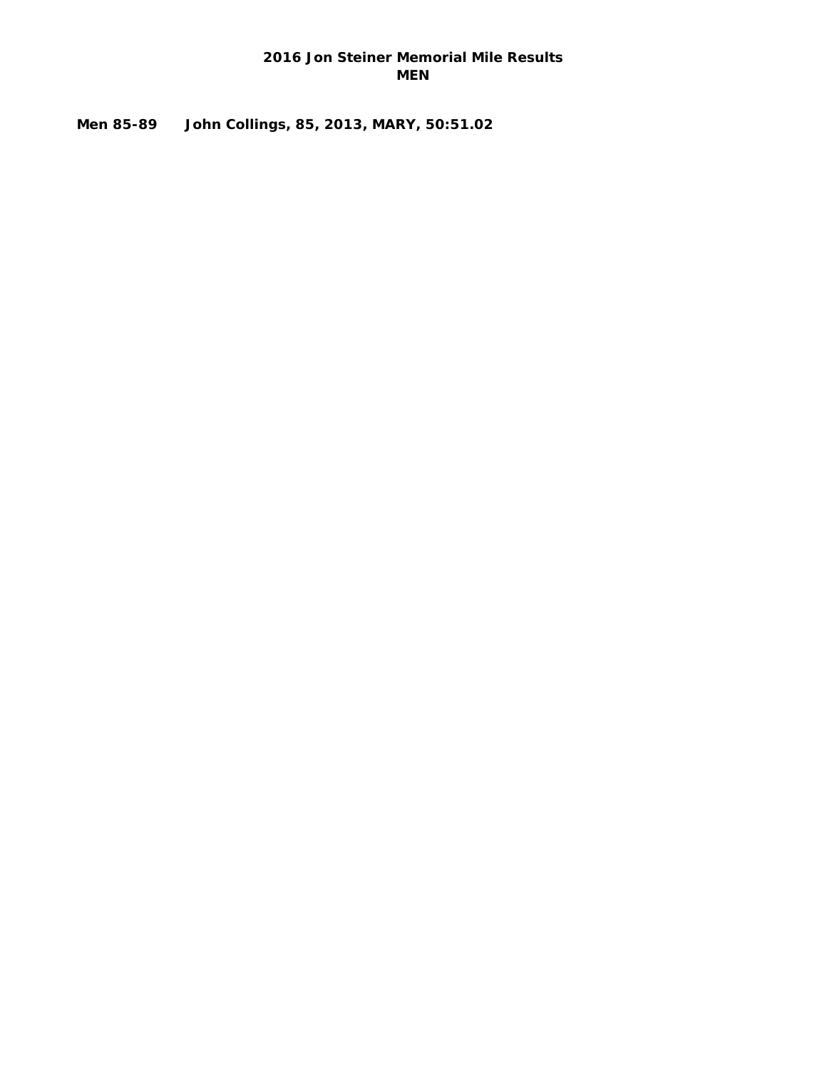**2016 Jon Steiner Memorial Mile Results**
**MEN**

**Men 85-89** **John Collings, 85, 2013, MARY, 50:51.02**